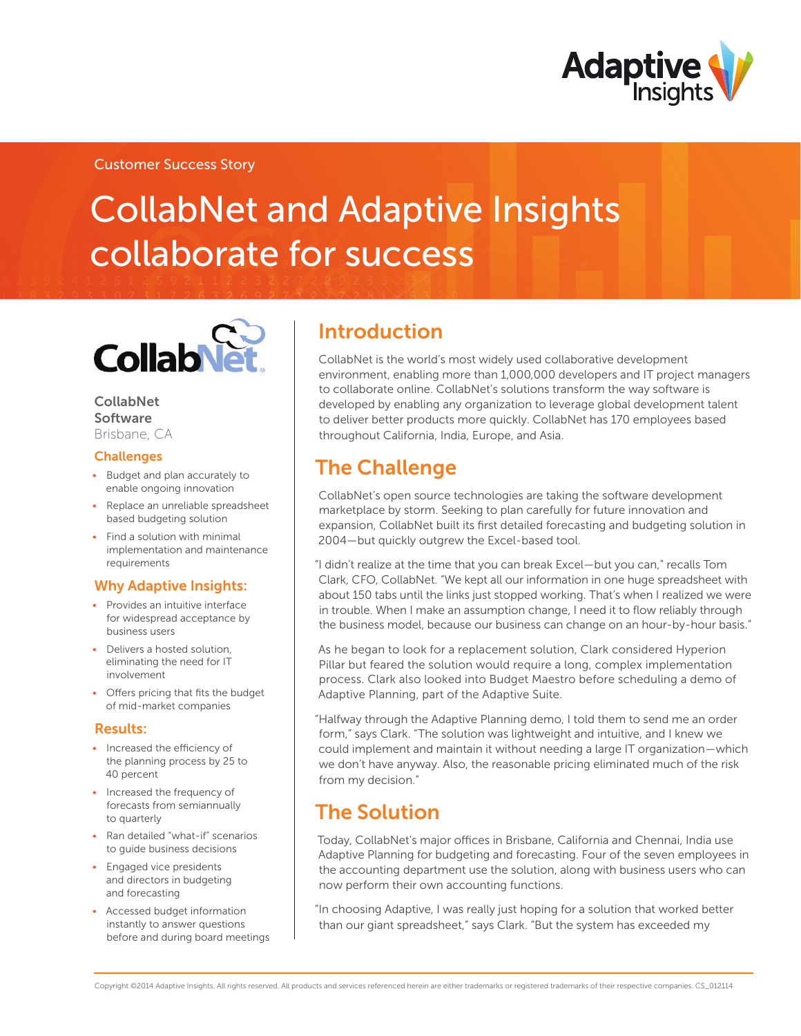Customer Success Story

# CollabNet and Adaptive Insights collaborate for success

**CollabNet Software**
Brisbane, CA

### Challenges

- Budget and plan accurately to enable ongoing innovation
- Replace an unreliable spreadsheet based budgeting solution
- Find a solution with minimal implementation and maintenance requirements

### Why Adaptive Insights:

- Provides an intuitive interface for widespread acceptance by business users
- Delivers a hosted solution, eliminating the need for IT involvement
- Offers pricing that fits the budget of mid-market companies

### Results:

- Increased the efficiency of the planning process by 25 to 40 percent
- Increased the frequency of forecasts from semiannually to quarterly
- Ran detailed "what-if" scenarios to guide business decisions
- Engaged vice presidents and directors in budgeting and forecasting
- Accessed budget information instantly to answer questions before and during board meetings

## Introduction

CollabNet is the world's most widely used collaborative development environment, enabling more than 1,000,000 developers and IT project managers to collaborate online. CollabNet's solutions transform the way software is developed by enabling any organization to leverage global development talent to deliver better products more quickly. CollabNet has 170 employees based throughout California, India, Europe, and Asia.

## The Challenge

CollabNet's open source technologies are taking the software development marketplace by storm. Seeking to plan carefully for future innovation and expansion, CollabNet built its first detailed forecasting and budgeting solution in 2004—but quickly outgrew the Excel-based tool.

"I didn't realize at the time that you can break Excel—but you can," recalls Tom Clark, CFO, CollabNet. "We kept all our information in one huge spreadsheet with about 150 tabs until the links just stopped working. That's when I realized we were in trouble. When I make an assumption change, I need it to flow reliably through the business model, because our business can change on an hour-by-hour basis."

As he began to look for a replacement solution, Clark considered Hyperion Pillar but feared the solution would require a long, complex implementation process. Clark also looked into Budget Maestro before scheduling a demo of Adaptive Planning, part of the Adaptive Suite.

"Halfway through the Adaptive Planning demo, I told them to send me an order form," says Clark. "The solution was lightweight and intuitive, and I knew we could implement and maintain it without needing a large IT organization—which we don't have anyway. Also, the reasonable pricing eliminated much of the risk from my decision."

## The Solution

Today, CollabNet's major offices in Brisbane, California and Chennai, India use Adaptive Planning for budgeting and forecasting. Four of the seven employees in the accounting department use the solution, along with business users who can now perform their own accounting functions.

"In choosing Adaptive, I was really just hoping for a solution that worked better than our giant spreadsheet," says Clark. "But the system has exceeded my

Copyright ©2014 Adaptive Insights. All rights reserved. All products and services referenced herein are either trademarks or registered trademarks of their respective companies. CS_012114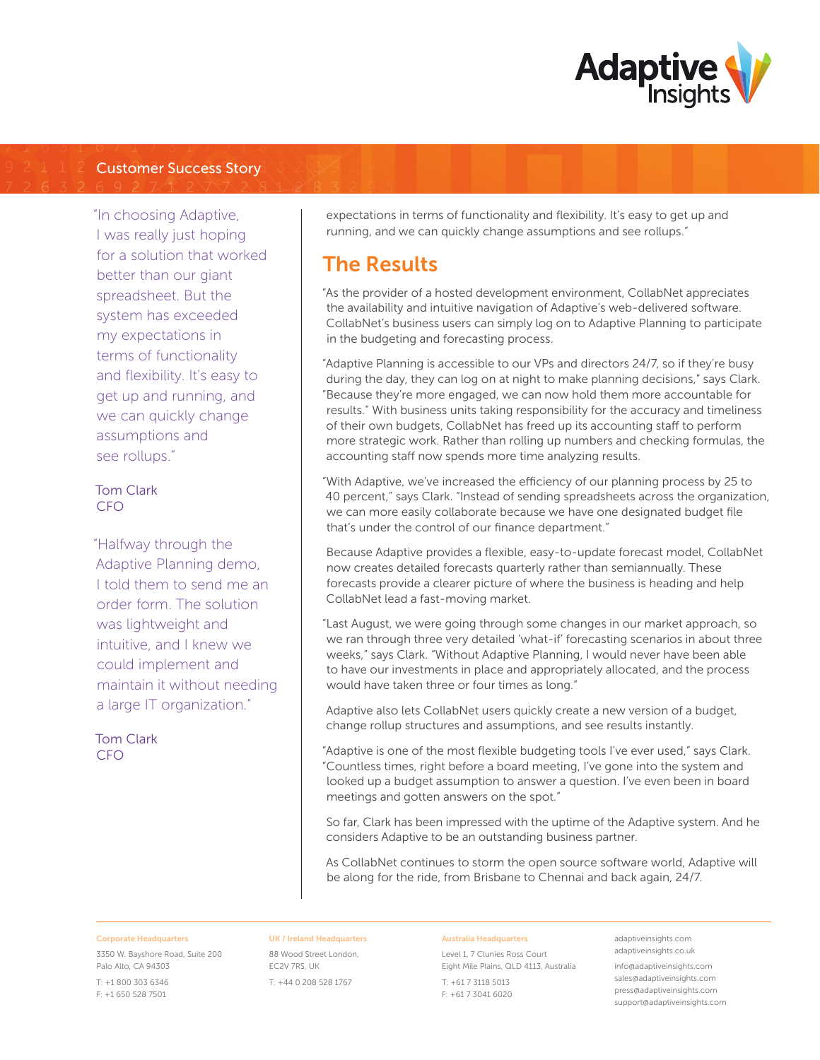Customer Success Story

"In choosing Adaptive, I was really just hoping for a solution that worked better than our giant spreadsheet. But the system has exceeded my expectations in terms of functionality and flexibility. It's easy to get up and running, and we can quickly change assumptions and see rollups."

Tom Clark
CFO

"Halfway through the Adaptive Planning demo, I told them to send me an order form. The solution was lightweight and intuitive, and I knew we could implement and maintain it without needing a large IT organization."

Tom Clark
CFO

expectations in terms of functionality and flexibility. It's easy to get up and running, and we can quickly change assumptions and see rollups."

## The Results

"As the provider of a hosted development environment, CollabNet appreciates the availability and intuitive navigation of Adaptive's web-delivered software. CollabNet's business users can simply log on to Adaptive Planning to participate in the budgeting and forecasting process.

"Adaptive Planning is accessible to our VPs and directors 24/7, so if they're busy during the day, they can log on at night to make planning decisions," says Clark. "Because they're more engaged, we can now hold them more accountable for results." With business units taking responsibility for the accuracy and timeliness of their own budgets, CollabNet has freed up its accounting staff to perform more strategic work. Rather than rolling up numbers and checking formulas, the accounting staff now spends more time analyzing results.

"With Adaptive, we've increased the efficiency of our planning process by 25 to 40 percent," says Clark. "Instead of sending spreadsheets across the organization, we can more easily collaborate because we have one designated budget file that's under the control of our finance department."

Because Adaptive provides a flexible, easy-to-update forecast model, CollabNet now creates detailed forecasts quarterly rather than semiannually. These forecasts provide a clearer picture of where the business is heading and help CollabNet lead a fast-moving market.

"Last August, we were going through some changes in our market approach, so we ran through three very detailed 'what-if' forecasting scenarios in about three weeks," says Clark. "Without Adaptive Planning, I would never have been able to have our investments in place and appropriately allocated, and the process would have taken three or four times as long."

Adaptive also lets CollabNet users quickly create a new version of a budget, change rollup structures and assumptions, and see results instantly.

"Adaptive is one of the most flexible budgeting tools I've ever used," says Clark. "Countless times, right before a board meeting, I've gone into the system and looked up a budget assumption to answer a question. I've even been in board meetings and gotten answers on the spot."

So far, Clark has been impressed with the uptime of the Adaptive system. And he considers Adaptive to be an outstanding business partner.

As CollabNet continues to storm the open source software world, Adaptive will be along for the ride, from Brisbane to Chennai and back again, 24/7.

**Corporate Headquarters**
3350 W. Bayshore Road, Suite 200
Palo Alto, CA 94303
T: +1 800 303 6346
F: +1 650 528 7501

**UK / Ireland Headquarters**
88 Wood Street London,
EC2V 7RS, UK
T: +44 0 208 528 1767

**Australia Headquarters**
Level 1, 7 Clunies Ross Court
Eight Mile Plains, QLD 4113, Australia
T: +61 7 3118 5013
F: +61 7 3041 6020

adaptiveinsights.com
adaptiveinsights.co.uk
info@adaptiveinsights.com
sales@adaptiveinsights.com
press@adaptiveinsights.com
support@adaptiveinsights.com